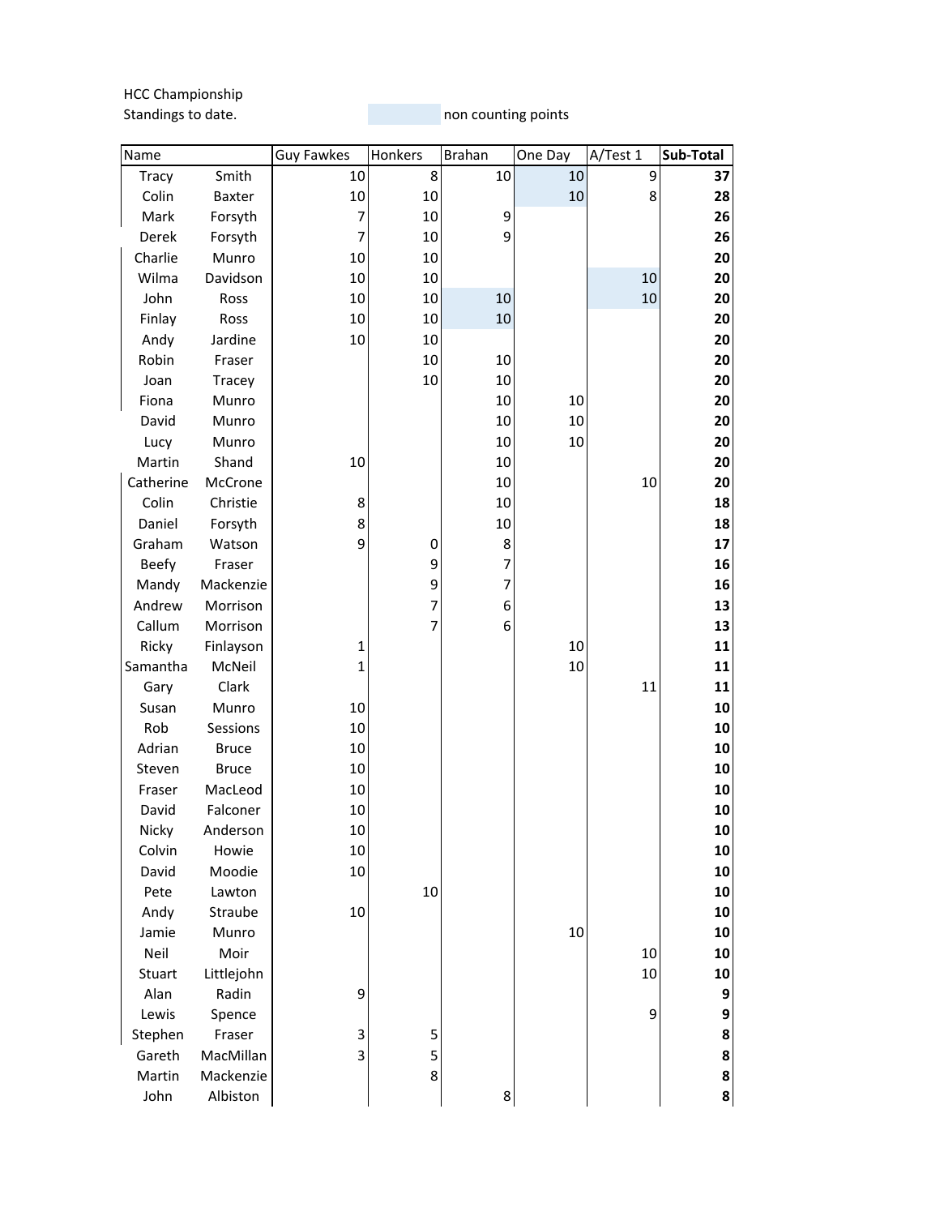HCC Championship

Standings to date.

non counting points

| Name | | Guy Fawkes | Honkers | Brahan | One Day | A/Test 1 | **Sub-Total** |
|---|---|---|---|---|---|---|---|
| Tracy | Smith | 10 | 8 | 10 | 10 | 9 | **37** |
| Colin | Baxter | 10 | 10 | | 10 | 8 | **28** |
| Mark | Forsyth | 7 | 10 | 9 | | | **26** |
| Derek | Forsyth | 7 | 10 | 9 | | | **26** |
| Charlie | Munro | 10 | 10 | | | | **20** |
| Wilma | Davidson | 10 | 10 | | | 10 | **20** |
| John | Ross | 10 | 10 | 10 | | 10 | **20** |
| Finlay | Ross | 10 | 10 | 10 | | | **20** |
| Andy | Jardine | 10 | 10 | | | | **20** |
| Robin | Fraser | | 10 | 10 | | | **20** |
| Joan | Tracey | | 10 | 10 | | | **20** |
| Fiona | Munro | | | 10 | 10 | | **20** |
| David | Munro | | | 10 | 10 | | **20** |
| Lucy | Munro | | | 10 | 10 | | **20** |
| Martin | Shand | 10 | | 10 | | | **20** |
| Catherine | McCrone | | | 10 | | 10 | **20** |
| Colin | Christie | 8 | | 10 | | | **18** |
| Daniel | Forsyth | 8 | | 10 | | | **18** |
| Graham | Watson | 9 | 0 | 8 | | | **17** |
| Beefy | Fraser | | 9 | 7 | | | **16** |
| Mandy | Mackenzie | | 9 | 7 | | | **16** |
| Andrew | Morrison | | 7 | 6 | | | **13** |
| Callum | Morrison | | 7 | 6 | | | **13** |
| Ricky | Finlayson | 1 | | | 10 | | **11** |
| Samantha | McNeil | 1 | | | 10 | | **11** |
| Gary | Clark | | | | | 11 | **11** |
| Susan | Munro | 10 | | | | | **10** |
| Rob | Sessions | 10 | | | | | **10** |
| Adrian | Bruce | 10 | | | | | **10** |
| Steven | Bruce | 10 | | | | | **10** |
| Fraser | MacLeod | 10 | | | | | **10** |
| David | Falconer | 10 | | | | | **10** |
| Nicky | Anderson | 10 | | | | | **10** |
| Colvin | Howie | 10 | | | | | **10** |
| David | Moodie | 10 | | | | | **10** |
| Pete | Lawton | | 10 | | | | **10** |
| Andy | Straube | 10 | | | | | **10** |
| Jamie | Munro | | | | 10 | | **10** |
| Neil | Moir | | | | | 10 | **10** |
| Stuart | Littlejohn | | | | | 10 | **10** |
| Alan | Radin | 9 | | | | | **9** |
| Lewis | Spence | | | | | 9 | **9** |
| Stephen | Fraser | 3 | 5 | | | | **8** |
| Gareth | MacMillan | 3 | 5 | | | | **8** |
| Martin | Mackenzie | | 8 | | | | **8** |
| John | Albiston | | | 8 | | | **8** |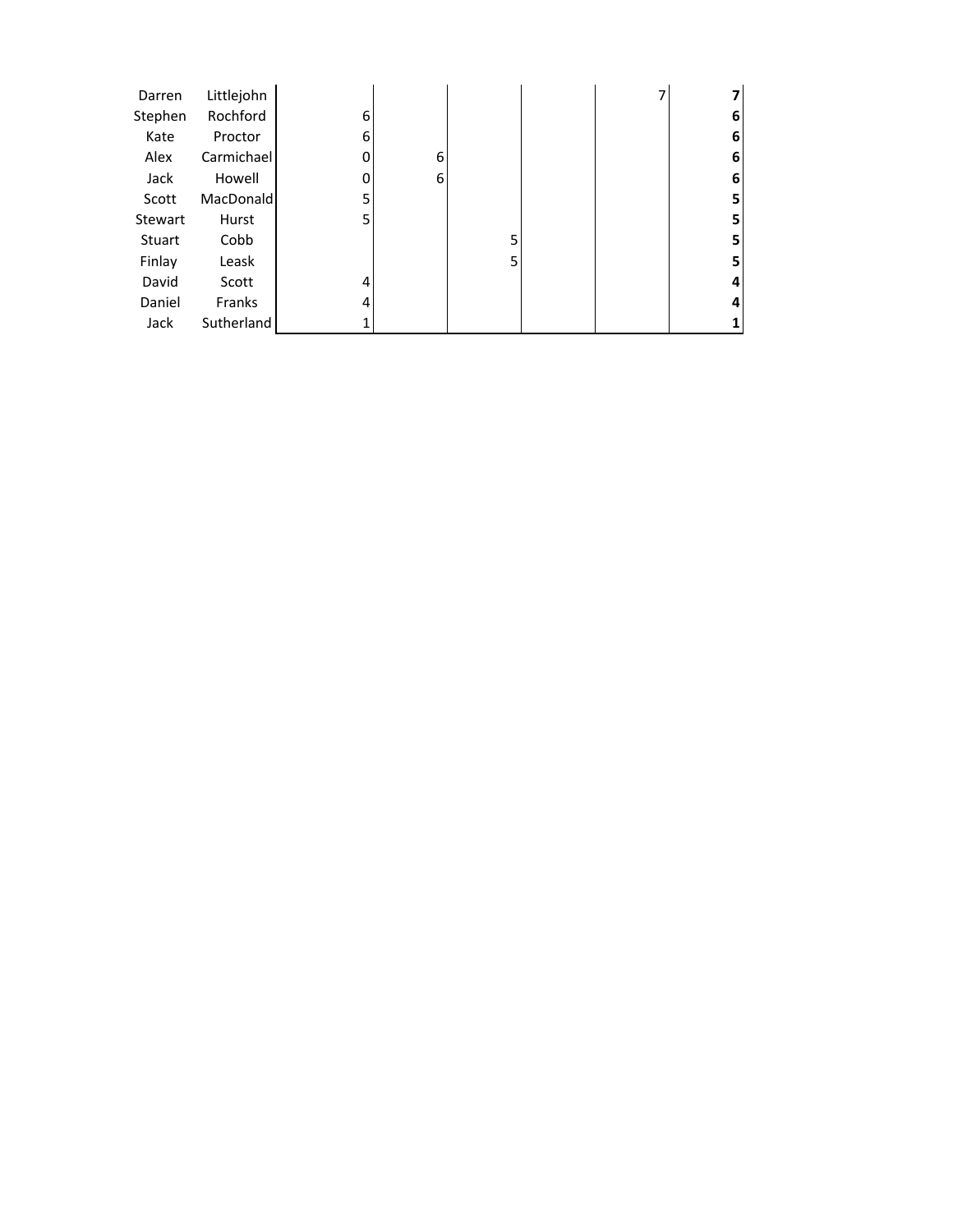| | | | | | | | |
|---|---|---|---|---|---|---|---|
| Darren | Littlejohn | | | | | 7 | **7** |
| Stephen | Rochford | 6 | | | | | **6** |
| Kate | Proctor | 6 | | | | | **6** |
| Alex | Carmichael | 0 | 6 | | | | **6** |
| Jack | Howell | 0 | 6 | | | | **6** |
| Scott | MacDonald | 5 | | | | | **5** |
| Stewart | Hurst | 5 | | | | | **5** |
| Stuart | Cobb | | | 5 | | | **5** |
| Finlay | Leask | | | 5 | | | **5** |
| David | Scott | 4 | | | | | **4** |
| Daniel | Franks | 4 | | | | | **4** |
| Jack | Sutherland | 1 | | | | | **1** |